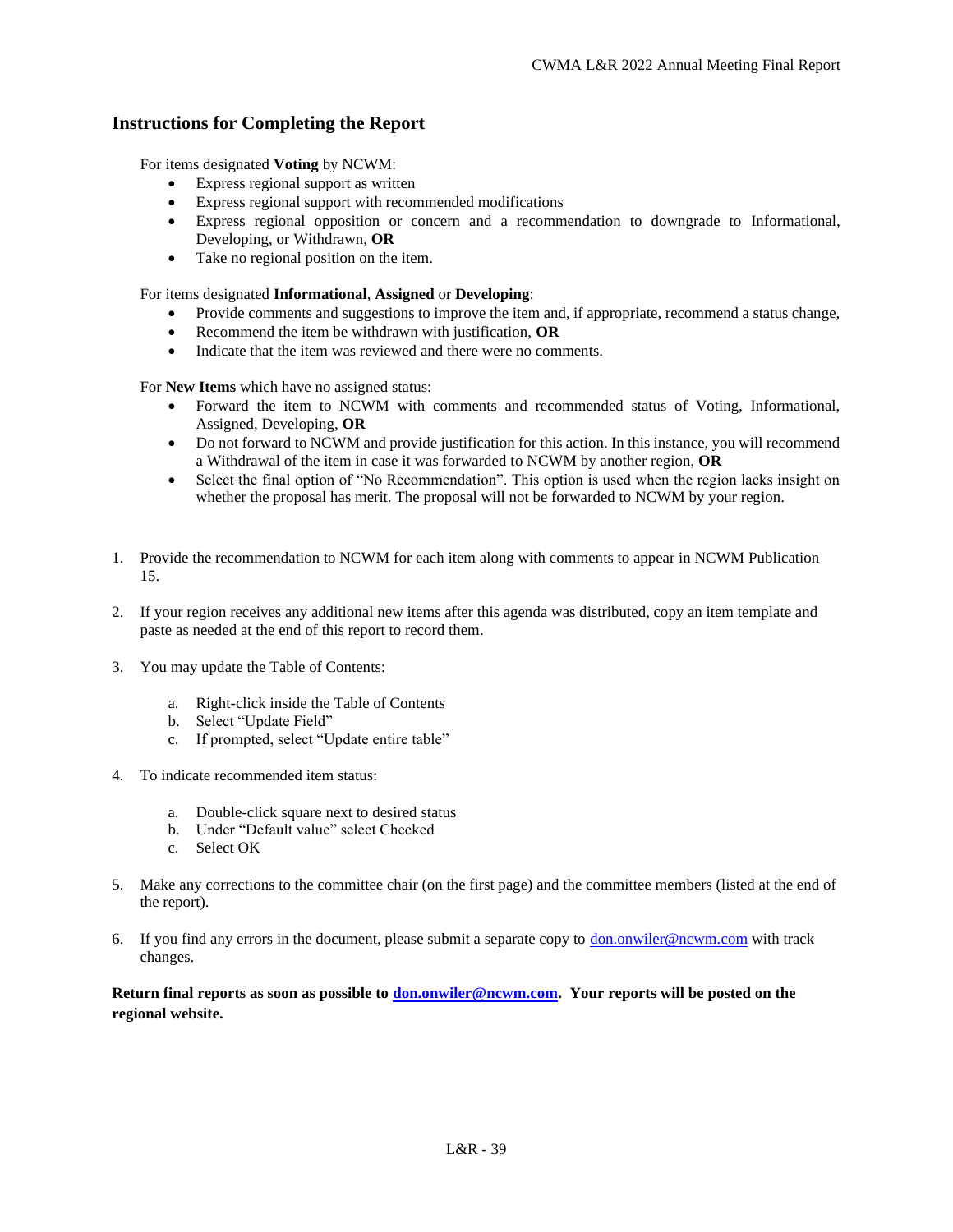## Instructions for Completing the Report

For items designated **Voting** by NCWM:

- Express regional support as written
- Express regional support with recommended modifications
- Express regional opposition or concern and a recommendation to downgrade to Informational, Developing, or Withdrawn, **OR**
- Take no regional position on the item.

For items designated **Informational**, **Assigned** or **Developing**:

- Provide comments and suggestions to improve the item and, if appropriate, recommend a status change,
- Recommend the item be withdrawn with justification, **OR**
- Indicate that the item was reviewed and there were no comments.

For **New Items** which have no assigned status:

- Forward the item to NCWM with comments and recommended status of Voting, Informational, Assigned, Developing, **OR**
- Do not forward to NCWM and provide justification for this action. In this instance, you will recommend a Withdrawal of the item in case it was forwarded to NCWM by another region, **OR**
- Select the final option of "No Recommendation". This option is used when the region lacks insight on whether the proposal has merit. The proposal will not be forwarded to NCWM by your region.

1. Provide the recommendation to NCWM for each item along with comments to appear in NCWM Publication 15.

2. If your region receives any additional new items after this agenda was distributed, copy an item template and paste as needed at the end of this report to record them.

3. You may update the Table of Contents:

    a. Right-click inside the Table of Contents
    b. Select "Update Field"
    c. If prompted, select "Update entire table"

4. To indicate recommended item status:

    a. Double-click square next to desired status
    b. Under "Default value" select Checked
    c. Select OK

5. Make any corrections to the committee chair (on the first page) and the committee members (listed at the end of the report).

6. If you find any errors in the document, please submit a separate copy to don.onwiler@ncwm.com with track changes.

**Return final reports as soon as possible to don.onwiler@ncwm.com. Your reports will be posted on the regional website.**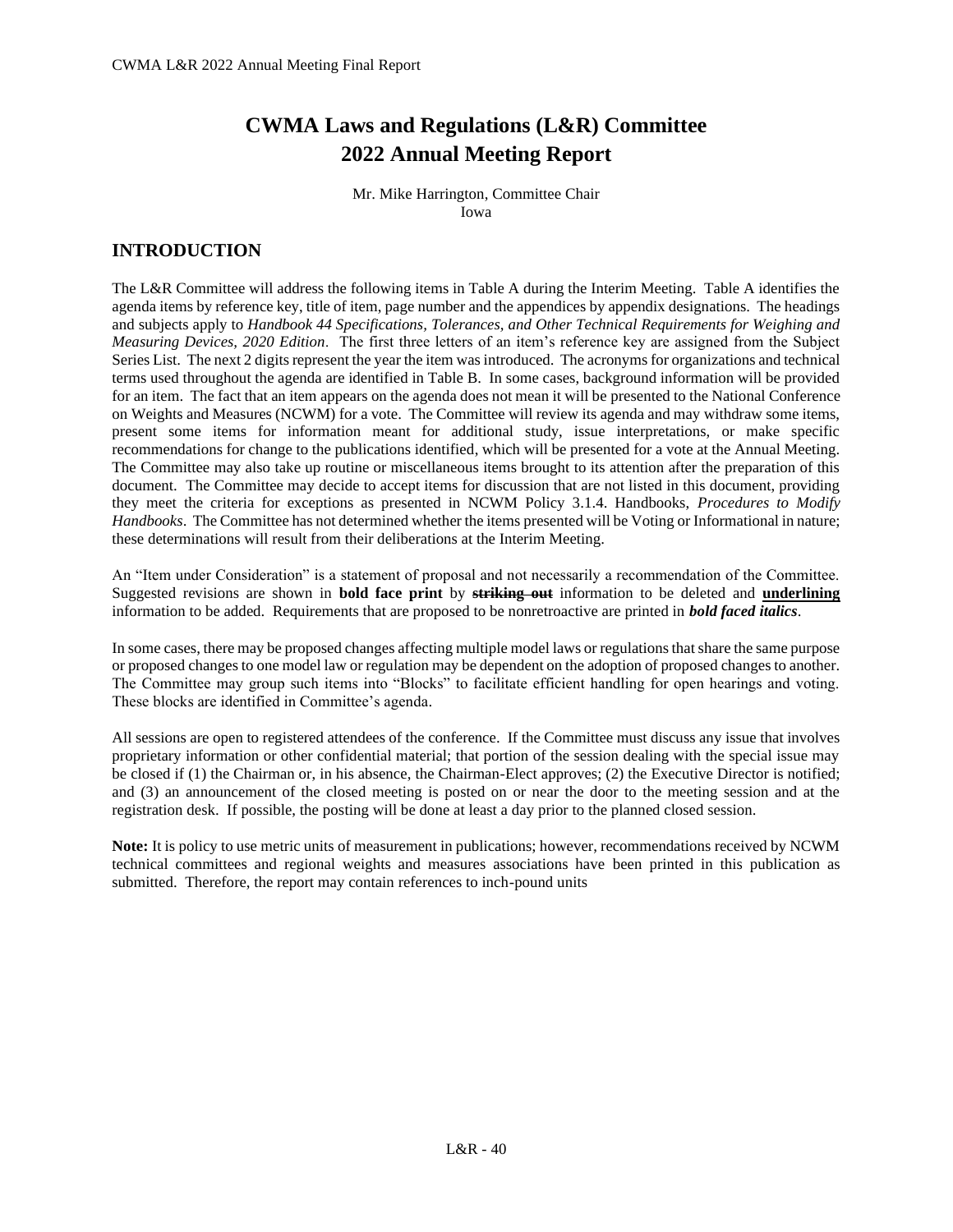# CWMA Laws and Regulations (L&R) Committee 2022 Annual Meeting Report

Mr. Mike Harrington, Committee Chair
Iowa

## INTRODUCTION

The L&R Committee will address the following items in Table A during the Interim Meeting. Table A identifies the agenda items by reference key, title of item, page number and the appendices by appendix designations. The headings and subjects apply to *Handbook 44 Specifications, Tolerances, and Other Technical Requirements for Weighing and Measuring Devices, 2020 Edition*. The first three letters of an item's reference key are assigned from the Subject Series List. The next 2 digits represent the year the item was introduced. The acronyms for organizations and technical terms used throughout the agenda are identified in Table B. In some cases, background information will be provided for an item. The fact that an item appears on the agenda does not mean it will be presented to the National Conference on Weights and Measures (NCWM) for a vote. The Committee will review its agenda and may withdraw some items, present some items for information meant for additional study, issue interpretations, or make specific recommendations for change to the publications identified, which will be presented for a vote at the Annual Meeting. The Committee may also take up routine or miscellaneous items brought to its attention after the preparation of this document. The Committee may decide to accept items for discussion that are not listed in this document, providing they meet the criteria for exceptions as presented in NCWM Policy 3.1.4. Handbooks, *Procedures to Modify Handbooks*. The Committee has not determined whether the items presented will be Voting or Informational in nature; these determinations will result from their deliberations at the Interim Meeting.

An "Item under Consideration" is a statement of proposal and not necessarily a recommendation of the Committee. Suggested revisions are shown in **bold face print** by ~~**striking out**~~ information to be deleted and **<u>underlining</u>** information to be added. Requirements that are proposed to be nonretroactive are printed in ***bold faced italics***.

In some cases, there may be proposed changes affecting multiple model laws or regulations that share the same purpose or proposed changes to one model law or regulation may be dependent on the adoption of proposed changes to another. The Committee may group such items into "Blocks" to facilitate efficient handling for open hearings and voting. These blocks are identified in Committee's agenda.

All sessions are open to registered attendees of the conference. If the Committee must discuss any issue that involves proprietary information or other confidential material; that portion of the session dealing with the special issue may be closed if (1) the Chairman or, in his absence, the Chairman-Elect approves; (2) the Executive Director is notified; and (3) an announcement of the closed meeting is posted on or near the door to the meeting session and at the registration desk. If possible, the posting will be done at least a day prior to the planned closed session.

**Note:** It is policy to use metric units of measurement in publications; however, recommendations received by NCWM technical committees and regional weights and measures associations have been printed in this publication as submitted. Therefore, the report may contain references to inch-pound units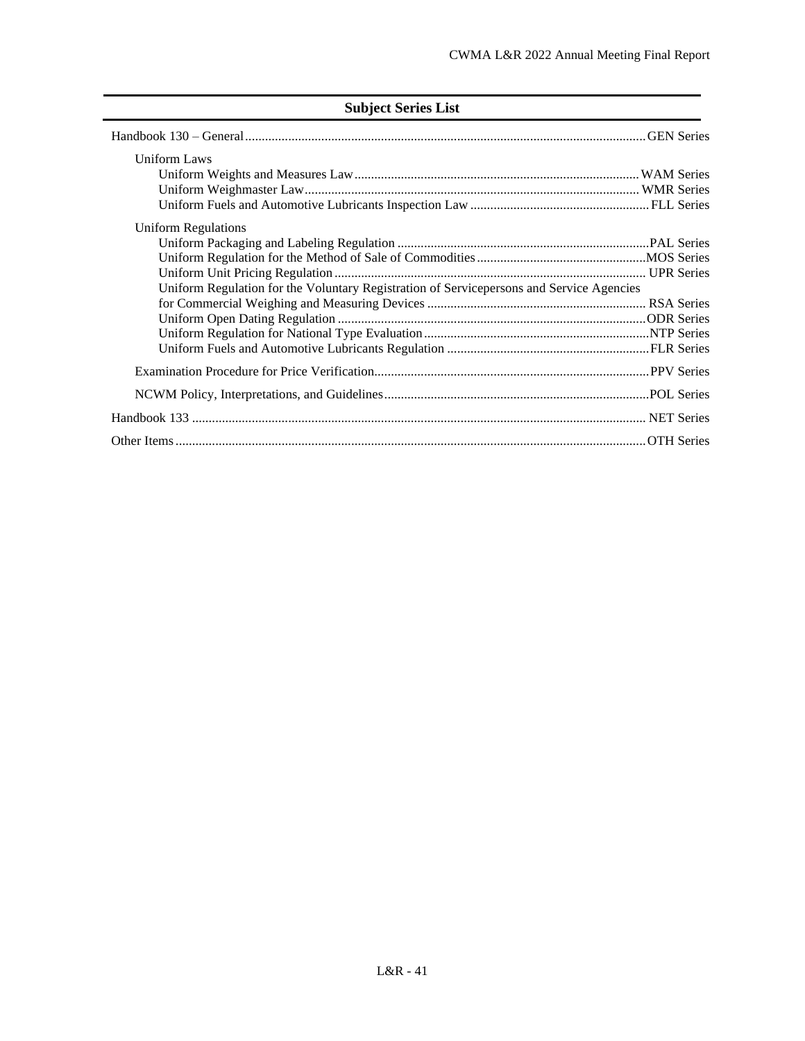## Subject Series List

Handbook 130 – General ........ GEN Series

Uniform Laws

- Uniform Weights and Measures Law ........ WAM Series
- Uniform Weighmaster Law ........ WMR Series
- Uniform Fuels and Automotive Lubricants Inspection Law ........ FLL Series

Uniform Regulations

- Uniform Packaging and Labeling Regulation ........ PAL Series
- Uniform Regulation for the Method of Sale of Commodities ........ MOS Series
- Uniform Unit Pricing Regulation ........ UPR Series
- Uniform Regulation for the Voluntary Registration of Servicepersons and Service Agencies for Commercial Weighing and Measuring Devices ........ RSA Series
- Uniform Open Dating Regulation ........ ODR Series
- Uniform Regulation for National Type Evaluation ........ NTP Series
- Uniform Fuels and Automotive Lubricants Regulation ........ FLR Series

Examination Procedure for Price Verification ........ PPV Series

NCWM Policy, Interpretations, and Guidelines ........ POL Series

Handbook 133 ........ NET Series

Other Items ........ OTH Series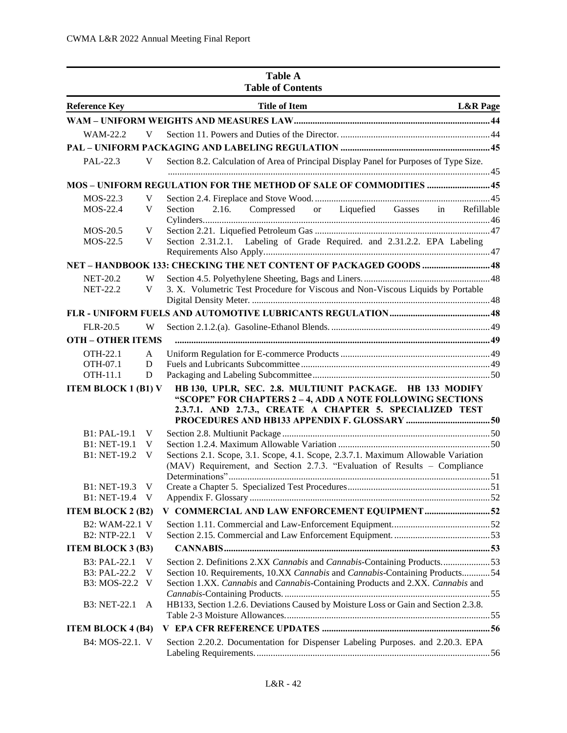**Table A**
**Table of Contents**

| Reference Key | | Title of Item | L&R Page |
|---|---|---|---|
| **WAM – UNIFORM WEIGHTS AND MEASURES LAW** | | | **44** |
| WAM-22.2 | V | Section 11. Powers and Duties of the Director. | 44 |
| **PAL – UNIFORM PACKAGING AND LABELING REGULATION** | | | **45** |
| PAL-22.3 | V | Section 8.2. Calculation of Area of Principal Display Panel for Purposes of Type Size. | 45 |
| **MOS – UNIFORM REGULATION FOR THE METHOD OF SALE OF COMMODITIES** | | | **45** |
| MOS-22.3 | V | Section 2.4. Fireplace and Stove Wood. | 45 |
| MOS-22.4 | V | Section 2.16. Compressed or Liquefied Gasses in Refillable Cylinders. | 46 |
| MOS-20.5 | V | Section 2.21. Liquefied Petroleum Gas | 47 |
| MOS-22.5 | V | Section 2.31.2.1. Labeling of Grade Required. and 2.31.2.2. EPA Labeling Requirements Also Apply. | 47 |
| **NET – HANDBOOK 133: CHECKING THE NET CONTENT OF PACKAGED GOODS** | | | **48** |
| NET-20.2 | W | Section 4.5. Polyethylene Sheeting, Bags and Liners. | 48 |
| NET-22.2 | V | 3. X. Volumetric Test Procedure for Viscous and Non-Viscous Liquids by Portable Digital Density Meter. | 48 |
| **FLR - UNIFORM FUELS AND AUTOMOTIVE LUBRICANTS REGULATION** | | | **48** |
| FLR-20.5 | W | Section 2.1.2.(a). Gasoline-Ethanol Blends. | 49 |
| **OTH – OTHER ITEMS** | | | **49** |
| OTH-22.1 | A | Uniform Regulation for E-commerce Products | 49 |
| OTH-07.1 | D | Fuels and Lubricants Subcommittee | 49 |
| OTH-11.1 | D | Packaging and Labeling Subcommittee | 50 |
| **ITEM BLOCK 1 (B1)** | **V** | **HB 130, UPLR, SEC. 2.8. MULTIUNIT PACKAGE. HB 133 MODIFY "SCOPE" FOR CHAPTERS 2 – 4, ADD A NOTE FOLLOWING SECTIONS 2.3.7.1. AND 2.7.3., CREATE A CHAPTER 5. SPECIALIZED TEST PROCEDURES AND HB133 APPENDIX F. GLOSSARY** | **50** |
| B1: PAL-19.1 | V | Section 2.8. Multiunit Package | 50 |
| B1: NET-19.1 | V | Section 1.2.4. Maximum Allowable Variation | 50 |
| B1: NET-19.2 | V | Sections 2.1. Scope, 3.1. Scope, 4.1. Scope, 2.3.7.1. Maximum Allowable Variation (MAV) Requirement, and Section 2.7.3. "Evaluation of Results – Compliance Determinations" | 51 |
| B1: NET-19.3 | V | Create a Chapter 5. Specialized Test Procedures | 51 |
| B1: NET-19.4 | V | Appendix F. Glossary | 52 |
| **ITEM BLOCK 2 (B2)** | **V** | **COMMERCIAL AND LAW ENFORCEMENT EQUIPMENT** | **52** |
| B2: WAM-22.1 | V | Section 1.11. Commercial and Law-Enforcement Equipment. | 52 |
| B2: NTP-22.1 | V | Section 2.15. Commercial and Law Enforcement Equipment. | 53 |
| **ITEM BLOCK 3 (B3)** | | **CANNABIS** | **53** |
| B3: PAL-22.1 | V | Section 2. Definitions 2.XX *Cannabis* and *Cannabis*-Containing Products. | 53 |
| B3: PAL-22.2 | V | Section 10. Requirements, 10.XX *Cannabis* and *Cannabis*-Containing Products | 54 |
| B3: MOS-22.2 | V | Section 1.XX. *Cannabis* and *Cannabis*-Containing Products and 2.XX. *Cannabis* and *Cannabis*-Containing Products. | 55 |
| B3: NET-22.1 | A | HB133, Section 1.2.6. Deviations Caused by Moisture Loss or Gain and Section 2.3.8. Table 2-3 Moisture Allowances. | 55 |
| **ITEM BLOCK 4 (B4)** | **V** | **EPA CFR REFERENCE UPDATES** | **56** |
| B4: MOS-22.1. | V | Section 2.20.2. Documentation for Dispenser Labeling Purposes. and 2.20.3. EPA Labeling Requirements. | 56 |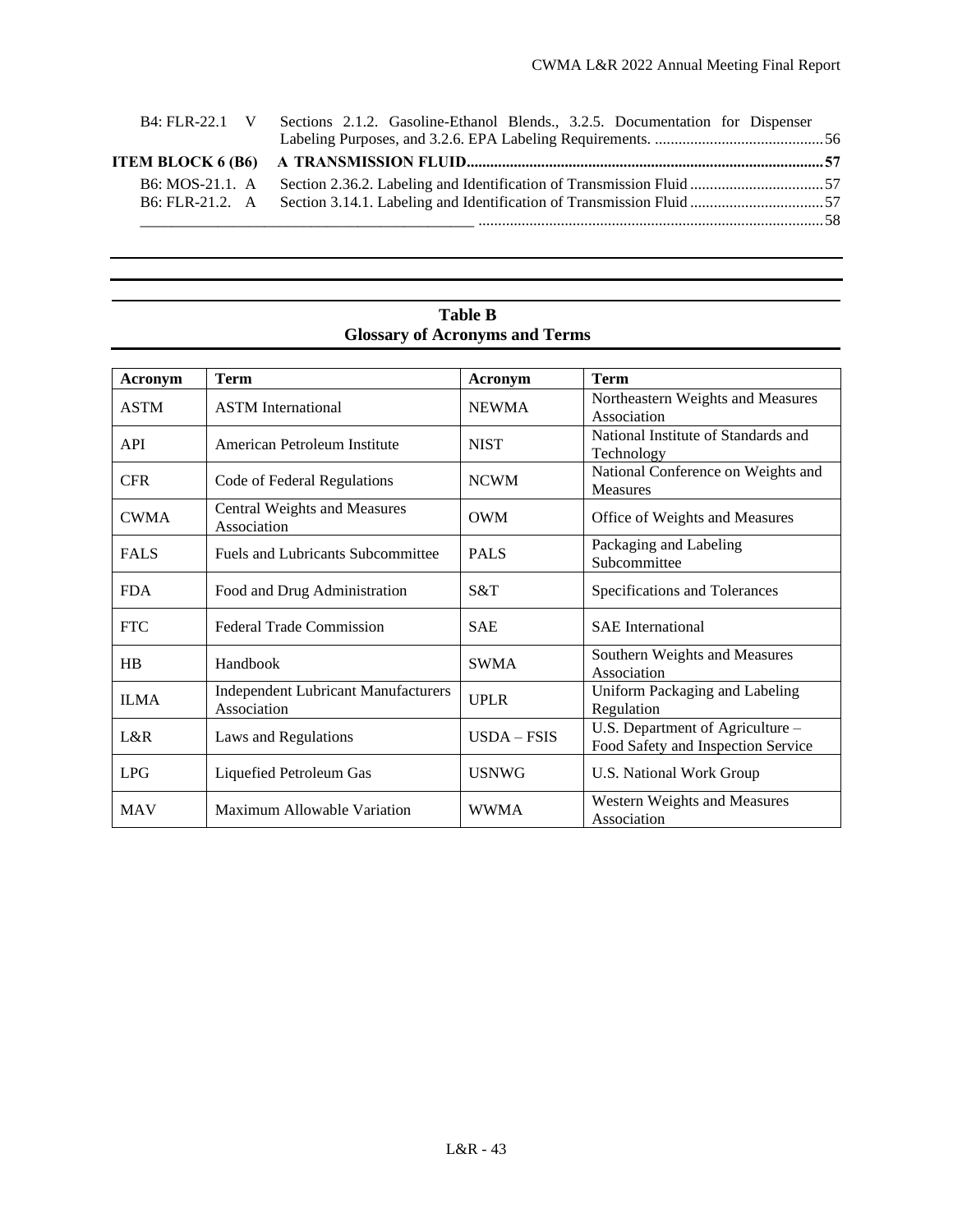B4: FLR-22.1 V Sections 2.1.2. Gasoline-Ethanol Blends., 3.2.5. Documentation for Dispenser Labeling Purposes, and 3.2.6. EPA Labeling Requirements. ........................................... 56

**ITEM BLOCK 6 (B6) A TRANSMISSION FLUID.......................................................................................... 57**

B6: MOS-21.1. A Section 2.36.2. Labeling and Identification of Transmission Fluid .................................. 57
B6: FLR-21.2. A Section 3.14.1. Labeling and Identification of Transmission Fluid .................................. 57
_____________________________________________ ....................................................................................... 58

---

## Table B
## Glossary of Acronyms and Terms

| Acronym | Term | Acronym | Term |
|---|---|---|---|
| ASTM | ASTM International | NEWMA | Northeastern Weights and Measures Association |
| API | American Petroleum Institute | NIST | National Institute of Standards and Technology |
| CFR | Code of Federal Regulations | NCWM | National Conference on Weights and Measures |
| CWMA | Central Weights and Measures Association | OWM | Office of Weights and Measures |
| FALS | Fuels and Lubricants Subcommittee | PALS | Packaging and Labeling Subcommittee |
| FDA | Food and Drug Administration | S&T | Specifications and Tolerances |
| FTC | Federal Trade Commission | SAE | SAE International |
| HB | Handbook | SWMA | Southern Weights and Measures Association |
| ILMA | Independent Lubricant Manufacturers Association | UPLR | Uniform Packaging and Labeling Regulation |
| L&R | Laws and Regulations | USDA – FSIS | U.S. Department of Agriculture – Food Safety and Inspection Service |
| LPG | Liquefied Petroleum Gas | USNWG | U.S. National Work Group |
| MAV | Maximum Allowable Variation | WWMA | Western Weights and Measures Association |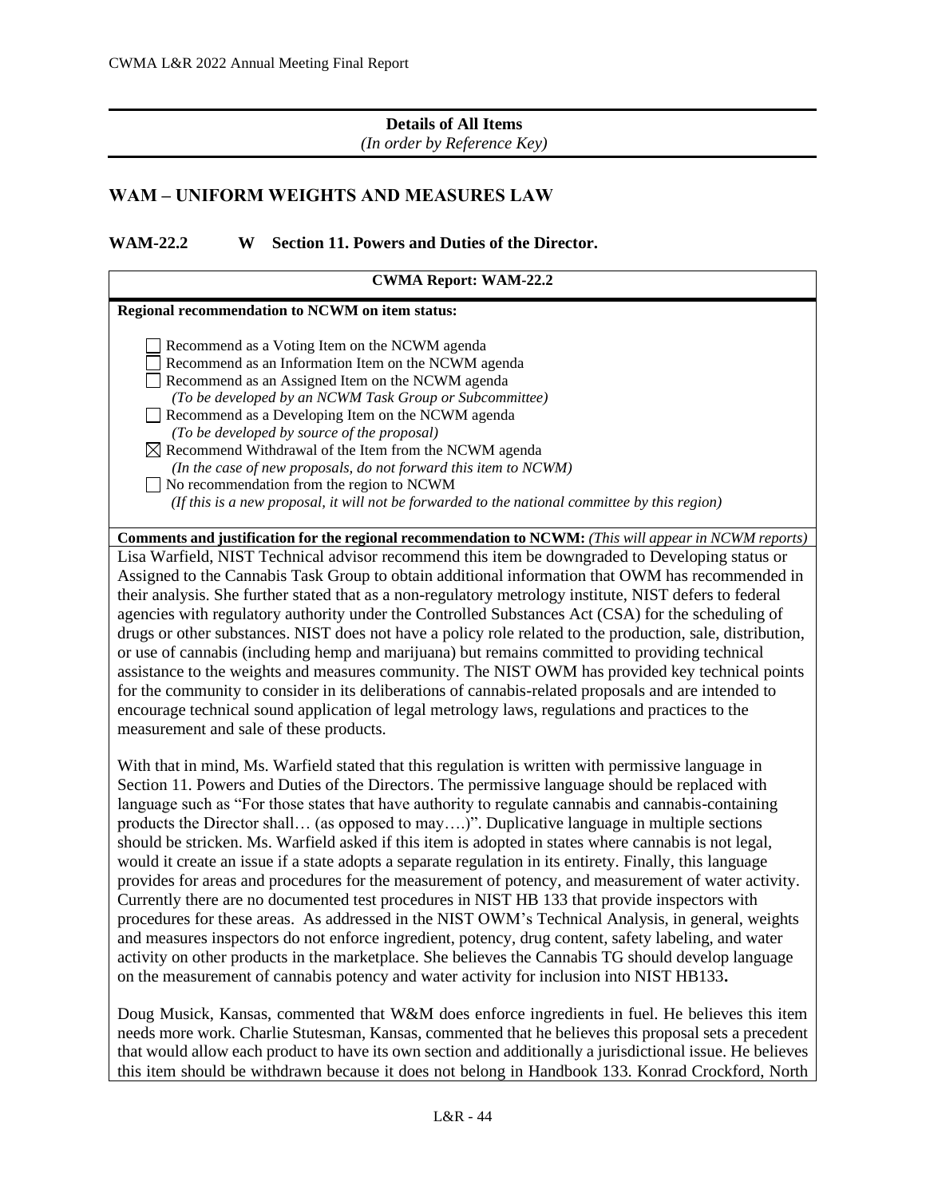**Details of All Items**
*(In order by Reference Key)*

## WAM – UNIFORM WEIGHTS AND MEASURES LAW

### WAM-22.2 W Section 11. Powers and Duties of the Director.

**CWMA Report: WAM-22.2**

**Regional recommendation to NCWM on item status:**

- ☐ Recommend as a Voting Item on the NCWM agenda
- ☐ Recommend as an Information Item on the NCWM agenda
- ☐ Recommend as an Assigned Item on the NCWM agenda
  *(To be developed by an NCWM Task Group or Subcommittee)*
- ☐ Recommend as a Developing Item on the NCWM agenda
  *(To be developed by source of the proposal)*
- ☒ Recommend Withdrawal of the Item from the NCWM agenda
  *(In the case of new proposals, do not forward this item to NCWM)*
- ☐ No recommendation from the region to NCWM
  *(If this is a new proposal, it will not be forwarded to the national committee by this region)*

**Comments and justification for the regional recommendation to NCWM:** *(This will appear in NCWM reports)*

Lisa Warfield, NIST Technical advisor recommend this item be downgraded to Developing status or Assigned to the Cannabis Task Group to obtain additional information that OWM has recommended in their analysis. She further stated that as a non-regulatory metrology institute, NIST defers to federal agencies with regulatory authority under the Controlled Substances Act (CSA) for the scheduling of drugs or other substances. NIST does not have a policy role related to the production, sale, distribution, or use of cannabis (including hemp and marijuana) but remains committed to providing technical assistance to the weights and measures community. The NIST OWM has provided key technical points for the community to consider in its deliberations of cannabis-related proposals and are intended to encourage technical sound application of legal metrology laws, regulations and practices to the measurement and sale of these products.

With that in mind, Ms. Warfield stated that this regulation is written with permissive language in Section 11. Powers and Duties of the Directors. The permissive language should be replaced with language such as "For those states that have authority to regulate cannabis and cannabis-containing products the Director shall… (as opposed to may….)". Duplicative language in multiple sections should be stricken. Ms. Warfield asked if this item is adopted in states where cannabis is not legal, would it create an issue if a state adopts a separate regulation in its entirety. Finally, this language provides for areas and procedures for the measurement of potency, and measurement of water activity. Currently there are no documented test procedures in NIST HB 133 that provide inspectors with procedures for these areas. As addressed in the NIST OWM's Technical Analysis, in general, weights and measures inspectors do not enforce ingredient, potency, drug content, safety labeling, and water activity on other products in the marketplace. She believes the Cannabis TG should develop language on the measurement of cannabis potency and water activity for inclusion into NIST HB133**.**

Doug Musick, Kansas, commented that W&M does enforce ingredients in fuel. He believes this item needs more work. Charlie Stutesman, Kansas, commented that he believes this proposal sets a precedent that would allow each product to have its own section and additionally a jurisdictional issue. He believes this item should be withdrawn because it does not belong in Handbook 133. Konrad Crockford, North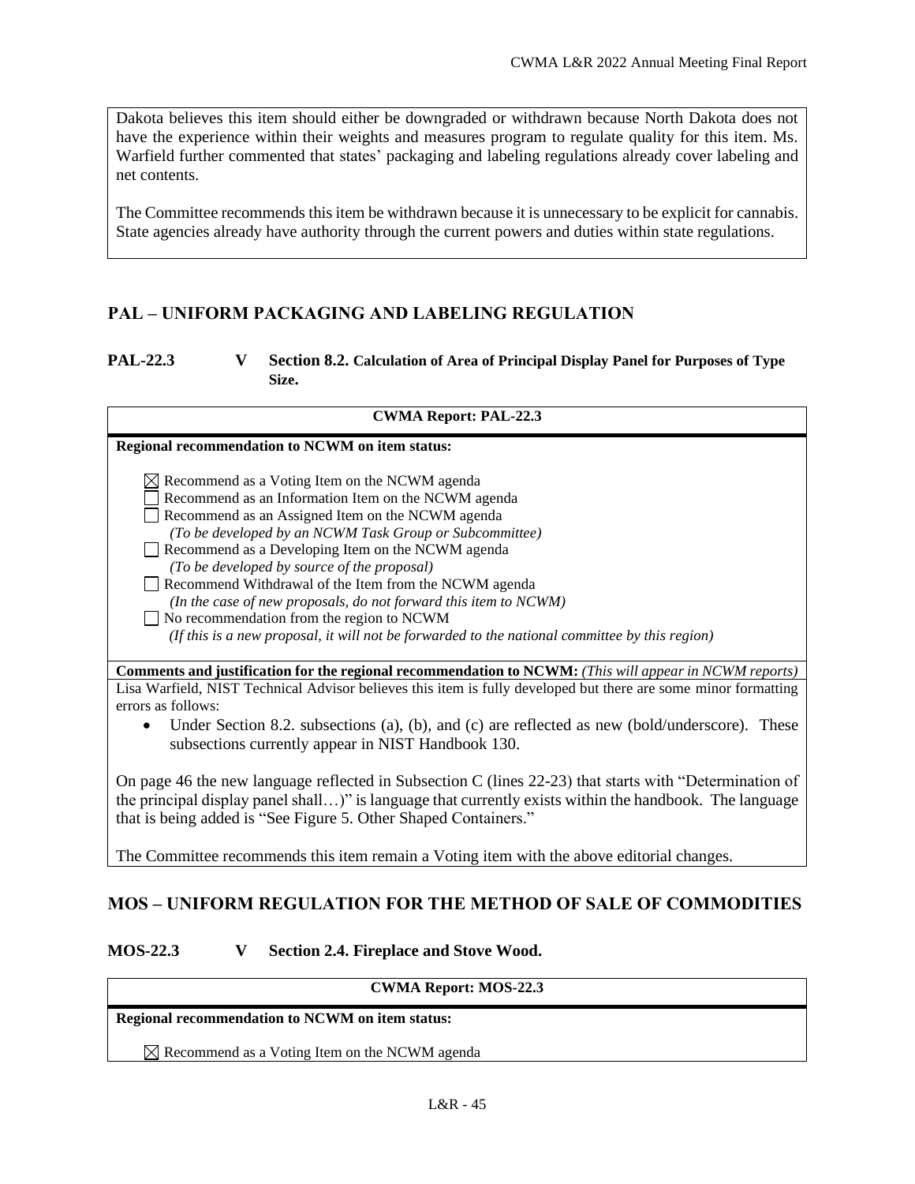Dakota believes this item should either be downgraded or withdrawn because North Dakota does not have the experience within their weights and measures program to regulate quality for this item. Ms. Warfield further commented that states' packaging and labeling regulations already cover labeling and net contents.

The Committee recommends this item be withdrawn because it is unnecessary to be explicit for cannabis. State agencies already have authority through the current powers and duties within state regulations.

## PAL – UNIFORM PACKAGING AND LABELING REGULATION

### PAL-22.3 V Section 8.2. Calculation of Area of Principal Display Panel for Purposes of Type Size.

**CWMA Report: PAL-22.3**

**Regional recommendation to NCWM on item status:**

☒ Recommend as a Voting Item on the NCWM agenda
☐ Recommend as an Information Item on the NCWM agenda
☐ Recommend as an Assigned Item on the NCWM agenda
*(To be developed by an NCWM Task Group or Subcommittee)*
☐ Recommend as a Developing Item on the NCWM agenda
*(To be developed by source of the proposal)*
☐ Recommend Withdrawal of the Item from the NCWM agenda
*(In the case of new proposals, do not forward this item to NCWM)*
☐ No recommendation from the region to NCWM
*(If this is a new proposal, it will not be forwarded to the national committee by this region)*

**Comments and justification for the regional recommendation to NCWM:** *(This will appear in NCWM reports)*

Lisa Warfield, NIST Technical Advisor believes this item is fully developed but there are some minor formatting errors as follows:

- Under Section 8.2. subsections (a), (b), and (c) are reflected as new (bold/underscore). These subsections currently appear in NIST Handbook 130.

On page 46 the new language reflected in Subsection C (lines 22-23) that starts with "Determination of the principal display panel shall…)" is language that currently exists within the handbook. The language that is being added is "See Figure 5. Other Shaped Containers."

The Committee recommends this item remain a Voting item with the above editorial changes.

## MOS – UNIFORM REGULATION FOR THE METHOD OF SALE OF COMMODITIES

### MOS-22.3 V Section 2.4. Fireplace and Stove Wood.

**CWMA Report: MOS-22.3**

**Regional recommendation to NCWM on item status:**

☒ Recommend as a Voting Item on the NCWM agenda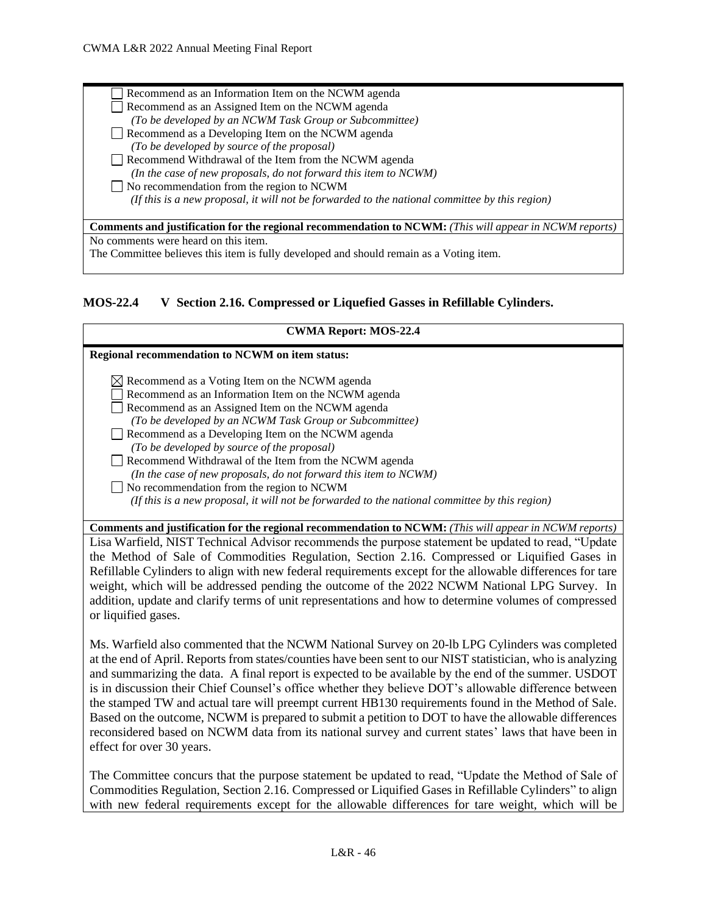☐ Recommend as an Information Item on the NCWM agenda
☐ Recommend as an Assigned Item on the NCWM agenda
*(To be developed by an NCWM Task Group or Subcommittee)*
☐ Recommend as a Developing Item on the NCWM agenda
*(To be developed by source of the proposal)*
☐ Recommend Withdrawal of the Item from the NCWM agenda
*(In the case of new proposals, do not forward this item to NCWM)*
☐ No recommendation from the region to NCWM
*(If this is a new proposal, it will not be forwarded to the national committee by this region)*

**Comments and justification for the regional recommendation to NCWM:** *(This will appear in NCWM reports)*

No comments were heard on this item.
The Committee believes this item is fully developed and should remain as a Voting item.

### MOS-22.4 V Section 2.16. Compressed or Liquefied Gasses in Refillable Cylinders.

**CWMA Report: MOS-22.4**

**Regional recommendation to NCWM on item status:**

☒ Recommend as a Voting Item on the NCWM agenda
☐ Recommend as an Information Item on the NCWM agenda
☐ Recommend as an Assigned Item on the NCWM agenda
*(To be developed by an NCWM Task Group or Subcommittee)*
☐ Recommend as a Developing Item on the NCWM agenda
*(To be developed by source of the proposal)*
☐ Recommend Withdrawal of the Item from the NCWM agenda
*(In the case of new proposals, do not forward this item to NCWM)*
☐ No recommendation from the region to NCWM
*(If this is a new proposal, it will not be forwarded to the national committee by this region)*

**Comments and justification for the regional recommendation to NCWM:** *(This will appear in NCWM reports)*

Lisa Warfield, NIST Technical Advisor recommends the purpose statement be updated to read, "Update the Method of Sale of Commodities Regulation, Section 2.16. Compressed or Liquified Gases in Refillable Cylinders to align with new federal requirements except for the allowable differences for tare weight, which will be addressed pending the outcome of the 2022 NCWM National LPG Survey. In addition, update and clarify terms of unit representations and how to determine volumes of compressed or liquified gases.

Ms. Warfield also commented that the NCWM National Survey on 20-lb LPG Cylinders was completed at the end of April. Reports from states/counties have been sent to our NIST statistician, who is analyzing and summarizing the data. A final report is expected to be available by the end of the summer. USDOT is in discussion their Chief Counsel's office whether they believe DOT's allowable difference between the stamped TW and actual tare will preempt current HB130 requirements found in the Method of Sale. Based on the outcome, NCWM is prepared to submit a petition to DOT to have the allowable differences reconsidered based on NCWM data from its national survey and current states' laws that have been in effect for over 30 years.

The Committee concurs that the purpose statement be updated to read, "Update the Method of Sale of Commodities Regulation, Section 2.16. Compressed or Liquified Gases in Refillable Cylinders" to align with new federal requirements except for the allowable differences for tare weight, which will be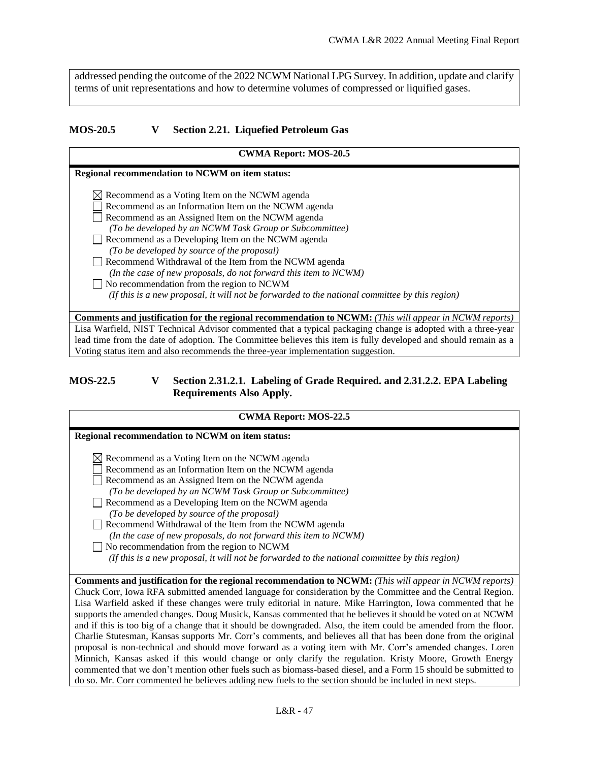addressed pending the outcome of the 2022 NCWM National LPG Survey. In addition, update and clarify terms of unit representations and how to determine volumes of compressed or liquified gases.

## MOS-20.5 V Section 2.21. Liquefied Petroleum Gas

**CWMA Report: MOS-20.5**

**Regional recommendation to NCWM on item status:**

- ☒ Recommend as a Voting Item on the NCWM agenda
- ☐ Recommend as an Information Item on the NCWM agenda
- ☐ Recommend as an Assigned Item on the NCWM agenda
  *(To be developed by an NCWM Task Group or Subcommittee)*
- ☐ Recommend as a Developing Item on the NCWM agenda
  *(To be developed by source of the proposal)*
- ☐ Recommend Withdrawal of the Item from the NCWM agenda
  *(In the case of new proposals, do not forward this item to NCWM)*
- ☐ No recommendation from the region to NCWM
  *(If this is a new proposal, it will not be forwarded to the national committee by this region)*

**Comments and justification for the regional recommendation to NCWM:** *(This will appear in NCWM reports)*

Lisa Warfield, NIST Technical Advisor commented that a typical packaging change is adopted with a three-year lead time from the date of adoption. The Committee believes this item is fully developed and should remain as a Voting status item and also recommends the three-year implementation suggestion.

## MOS-22.5 V Section 2.31.2.1. Labeling of Grade Required. and 2.31.2.2. EPA Labeling Requirements Also Apply.

**CWMA Report: MOS-22.5**

**Regional recommendation to NCWM on item status:**

- ☒ Recommend as a Voting Item on the NCWM agenda
- ☐ Recommend as an Information Item on the NCWM agenda
- ☐ Recommend as an Assigned Item on the NCWM agenda
  *(To be developed by an NCWM Task Group or Subcommittee)*
- ☐ Recommend as a Developing Item on the NCWM agenda
  *(To be developed by source of the proposal)*
- ☐ Recommend Withdrawal of the Item from the NCWM agenda
  *(In the case of new proposals, do not forward this item to NCWM)*
- ☐ No recommendation from the region to NCWM
  *(If this is a new proposal, it will not be forwarded to the national committee by this region)*

**Comments and justification for the regional recommendation to NCWM:** *(This will appear in NCWM reports)*

Chuck Corr, Iowa RFA submitted amended language for consideration by the Committee and the Central Region. Lisa Warfield asked if these changes were truly editorial in nature. Mike Harrington, Iowa commented that he supports the amended changes. Doug Musick, Kansas commented that he believes it should be voted on at NCWM and if this is too big of a change that it should be downgraded. Also, the item could be amended from the floor. Charlie Stutesman, Kansas supports Mr. Corr's comments, and believes all that has been done from the original proposal is non-technical and should move forward as a voting item with Mr. Corr's amended changes. Loren Minnich, Kansas asked if this would change or only clarify the regulation. Kristy Moore, Growth Energy commented that we don't mention other fuels such as biomass-based diesel, and a Form 15 should be submitted to do so. Mr. Corr commented he believes adding new fuels to the section should be included in next steps.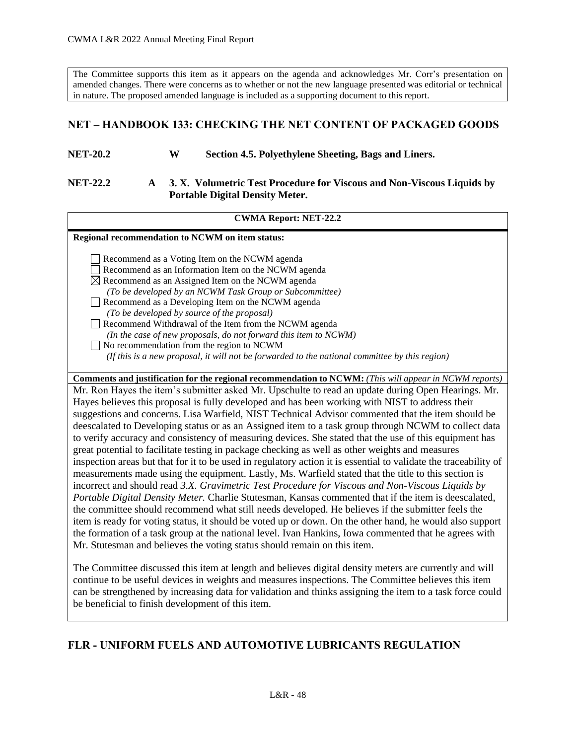The Committee supports this item as it appears on the agenda and acknowledges Mr. Corr's presentation on amended changes. There were concerns as to whether or not the new language presented was editorial or technical in nature. The proposed amended language is included as a supporting document to this report.

## NET – HANDBOOK 133: CHECKING THE NET CONTENT OF PACKAGED GOODS

**NET-20.2 W Section 4.5. Polyethylene Sheeting, Bags and Liners.**

**NET-22.2 A 3. X. Volumetric Test Procedure for Viscous and Non-Viscous Liquids by Portable Digital Density Meter.**

**CWMA Report: NET-22.2**

**Regional recommendation to NCWM on item status:**

- ☐ Recommend as a Voting Item on the NCWM agenda
- ☐ Recommend as an Information Item on the NCWM agenda
- ☒ Recommend as an Assigned Item on the NCWM agenda
  *(To be developed by an NCWM Task Group or Subcommittee)*
- ☐ Recommend as a Developing Item on the NCWM agenda
  *(To be developed by source of the proposal)*
- ☐ Recommend Withdrawal of the Item from the NCWM agenda
  *(In the case of new proposals, do not forward this item to NCWM)*
- ☐ No recommendation from the region to NCWM
  *(If this is a new proposal, it will not be forwarded to the national committee by this region)*

**Comments and justification for the regional recommendation to NCWM:** *(This will appear in NCWM reports)*

Mr. Ron Hayes the item's submitter asked Mr. Upschulte to read an update during Open Hearings. Mr. Hayes believes this proposal is fully developed and has been working with NIST to address their suggestions and concerns. Lisa Warfield, NIST Technical Advisor commented that the item should be deescalated to Developing status or as an Assigned item to a task group through NCWM to collect data to verify accuracy and consistency of measuring devices. She stated that the use of this equipment has great potential to facilitate testing in package checking as well as other weights and measures inspection areas but that for it to be used in regulatory action it is essential to validate the traceability of measurements made using the equipment. Lastly, Ms. Warfield stated that the title to this section is incorrect and should read *3.X. Gravimetric Test Procedure for Viscous and Non-Viscous Liquids by Portable Digital Density Meter.* Charlie Stutesman, Kansas commented that if the item is deescalated, the committee should recommend what still needs developed. He believes if the submitter feels the item is ready for voting status, it should be voted up or down. On the other hand, he would also support the formation of a task group at the national level. Ivan Hankins, Iowa commented that he agrees with Mr. Stutesman and believes the voting status should remain on this item.

The Committee discussed this item at length and believes digital density meters are currently and will continue to be useful devices in weights and measures inspections. The Committee believes this item can be strengthened by increasing data for validation and thinks assigning the item to a task force could be beneficial to finish development of this item.

## FLR - UNIFORM FUELS AND AUTOMOTIVE LUBRICANTS REGULATION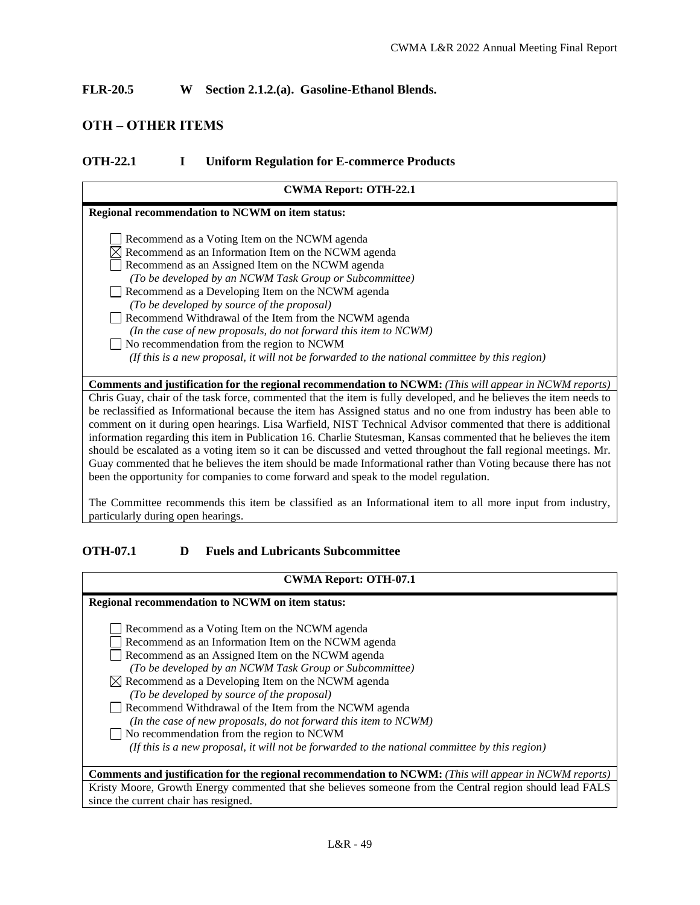### FLR-20.5 W Section 2.1.2.(a). Gasoline-Ethanol Blends.

## OTH – OTHER ITEMS

### OTH-22.1 I Uniform Regulation for E-commerce Products

| CWMA Report: OTH-22.1 |
|---|
| **Regional recommendation to NCWM on item status:** |
| ☐ Recommend as a Voting Item on the NCWM agenda<br>☒ Recommend as an Information Item on the NCWM agenda<br>☐ Recommend as an Assigned Item on the NCWM agenda<br>*(To be developed by an NCWM Task Group or Subcommittee)*<br>☐ Recommend as a Developing Item on the NCWM agenda<br>*(To be developed by source of the proposal)*<br>☐ Recommend Withdrawal of the Item from the NCWM agenda<br>*(In the case of new proposals, do not forward this item to NCWM)*<br>☐ No recommendation from the region to NCWM<br>*(If this is a new proposal, it will not be forwarded to the national committee by this region)* |
| **Comments and justification for the regional recommendation to NCWM:** *(This will appear in NCWM reports)* |
| Chris Guay, chair of the task force, commented that the item is fully developed, and he believes the item needs to be reclassified as Informational because the item has Assigned status and no one from industry has been able to comment on it during open hearings. Lisa Warfield, NIST Technical Advisor commented that there is additional information regarding this item in Publication 16. Charlie Stutesman, Kansas commented that he believes the item should be escalated as a voting item so it can be discussed and vetted throughout the fall regional meetings. Mr. Guay commented that he believes the item should be made Informational rather than Voting because there has not been the opportunity for companies to come forward and speak to the model regulation.<br><br>The Committee recommends this item be classified as an Informational item to all more input from industry, particularly during open hearings. |

### OTH-07.1 D Fuels and Lubricants Subcommittee

| CWMA Report: OTH-07.1 |
|---|
| **Regional recommendation to NCWM on item status:** |
| ☐ Recommend as a Voting Item on the NCWM agenda<br>☐ Recommend as an Information Item on the NCWM agenda<br>☐ Recommend as an Assigned Item on the NCWM agenda<br>*(To be developed by an NCWM Task Group or Subcommittee)*<br>☒ Recommend as a Developing Item on the NCWM agenda<br>*(To be developed by source of the proposal)*<br>☐ Recommend Withdrawal of the Item from the NCWM agenda<br>*(In the case of new proposals, do not forward this item to NCWM)*<br>☐ No recommendation from the region to NCWM<br>*(If this is a new proposal, it will not be forwarded to the national committee by this region)* |
| **Comments and justification for the regional recommendation to NCWM:** *(This will appear in NCWM reports)* |
| Kristy Moore, Growth Energy commented that she believes someone from the Central region should lead FALS since the current chair has resigned. |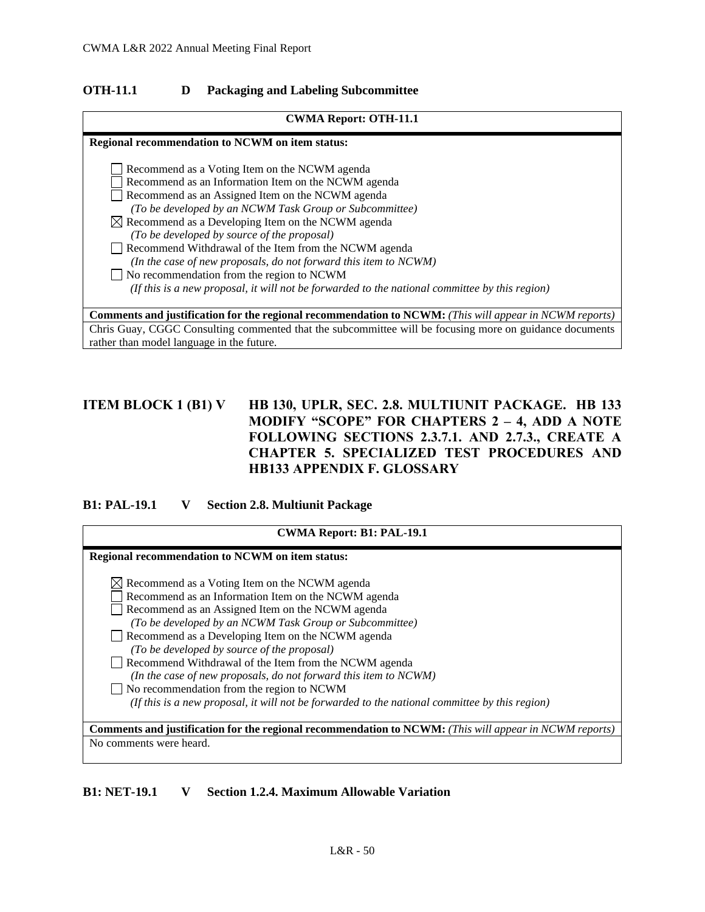### OTH-11.1 D Packaging and Labeling Subcommittee

| CWMA Report: OTH-11.1 |
|---|
| **Regional recommendation to NCWM on item status:** |
| ☐ Recommend as a Voting Item on the NCWM agenda<br>☐ Recommend as an Information Item on the NCWM agenda<br>☐ Recommend as an Assigned Item on the NCWM agenda<br>*(To be developed by an NCWM Task Group or Subcommittee)*<br>☒ Recommend as a Developing Item on the NCWM agenda<br>*(To be developed by source of the proposal)*<br>☐ Recommend Withdrawal of the Item from the NCWM agenda<br>*(In the case of new proposals, do not forward this item to NCWM)*<br>☐ No recommendation from the region to NCWM<br>*(If this is a new proposal, it will not be forwarded to the national committee by this region)* |
| **Comments and justification for the regional recommendation to NCWM:** *(This will appear in NCWM reports)* |
| Chris Guay, CGGC Consulting commented that the subcommittee will be focusing more on guidance documents rather than model language in the future. |

## ITEM BLOCK 1 (B1) V HB 130, UPLR, SEC. 2.8. MULTIUNIT PACKAGE. HB 133 MODIFY "SCOPE" FOR CHAPTERS 2 – 4, ADD A NOTE FOLLOWING SECTIONS 2.3.7.1. AND 2.7.3., CREATE A CHAPTER 5. SPECIALIZED TEST PROCEDURES AND HB133 APPENDIX F. GLOSSARY

### B1: PAL-19.1 V Section 2.8. Multiunit Package

| CWMA Report: B1: PAL-19.1 |
|---|
| **Regional recommendation to NCWM on item status:** |
| ☒ Recommend as a Voting Item on the NCWM agenda<br>☐ Recommend as an Information Item on the NCWM agenda<br>☐ Recommend as an Assigned Item on the NCWM agenda<br>*(To be developed by an NCWM Task Group or Subcommittee)*<br>☐ Recommend as a Developing Item on the NCWM agenda<br>*(To be developed by source of the proposal)*<br>☐ Recommend Withdrawal of the Item from the NCWM agenda<br>*(In the case of new proposals, do not forward this item to NCWM)*<br>☐ No recommendation from the region to NCWM<br>*(If this is a new proposal, it will not be forwarded to the national committee by this region)* |
| **Comments and justification for the regional recommendation to NCWM:** *(This will appear in NCWM reports)* |
| No comments were heard. |

### B1: NET-19.1 V Section 1.2.4. Maximum Allowable Variation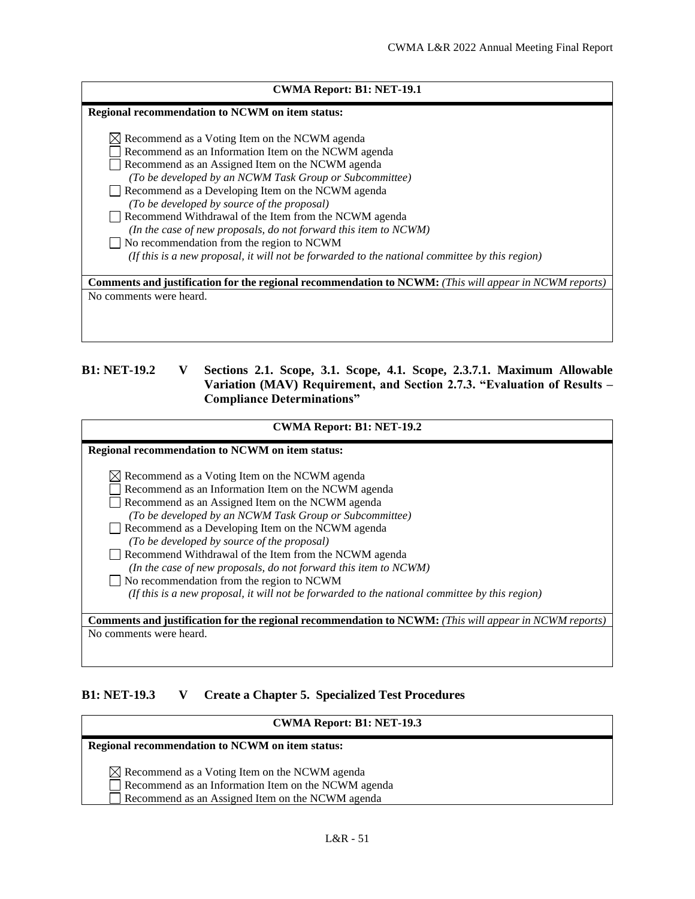**CWMA Report: B1: NET-19.1**

**Regional recommendation to NCWM on item status:**

☒ Recommend as a Voting Item on the NCWM agenda
☐ Recommend as an Information Item on the NCWM agenda
☐ Recommend as an Assigned Item on the NCWM agenda
*(To be developed by an NCWM Task Group or Subcommittee)*
☐ Recommend as a Developing Item on the NCWM agenda
*(To be developed by source of the proposal)*
☐ Recommend Withdrawal of the Item from the NCWM agenda
*(In the case of new proposals, do not forward this item to NCWM)*
☐ No recommendation from the region to NCWM
*(If this is a new proposal, it will not be forwarded to the national committee by this region)*

**Comments and justification for the regional recommendation to NCWM:** *(This will appear in NCWM reports)*

No comments were heard.

## B1: NET-19.2 V Sections 2.1. Scope, 3.1. Scope, 4.1. Scope, 2.3.7.1. Maximum Allowable Variation (MAV) Requirement, and Section 2.7.3. "Evaluation of Results – Compliance Determinations"

**CWMA Report: B1: NET-19.2**

**Regional recommendation to NCWM on item status:**

☒ Recommend as a Voting Item on the NCWM agenda
☐ Recommend as an Information Item on the NCWM agenda
☐ Recommend as an Assigned Item on the NCWM agenda
*(To be developed by an NCWM Task Group or Subcommittee)*
☐ Recommend as a Developing Item on the NCWM agenda
*(To be developed by source of the proposal)*
☐ Recommend Withdrawal of the Item from the NCWM agenda
*(In the case of new proposals, do not forward this item to NCWM)*
☐ No recommendation from the region to NCWM
*(If this is a new proposal, it will not be forwarded to the national committee by this region)*

**Comments and justification for the regional recommendation to NCWM:** *(This will appear in NCWM reports)*

No comments were heard.

## B1: NET-19.3 V Create a Chapter 5. Specialized Test Procedures

**CWMA Report: B1: NET-19.3**

**Regional recommendation to NCWM on item status:**

☒ Recommend as a Voting Item on the NCWM agenda
☐ Recommend as an Information Item on the NCWM agenda
☐ Recommend as an Assigned Item on the NCWM agenda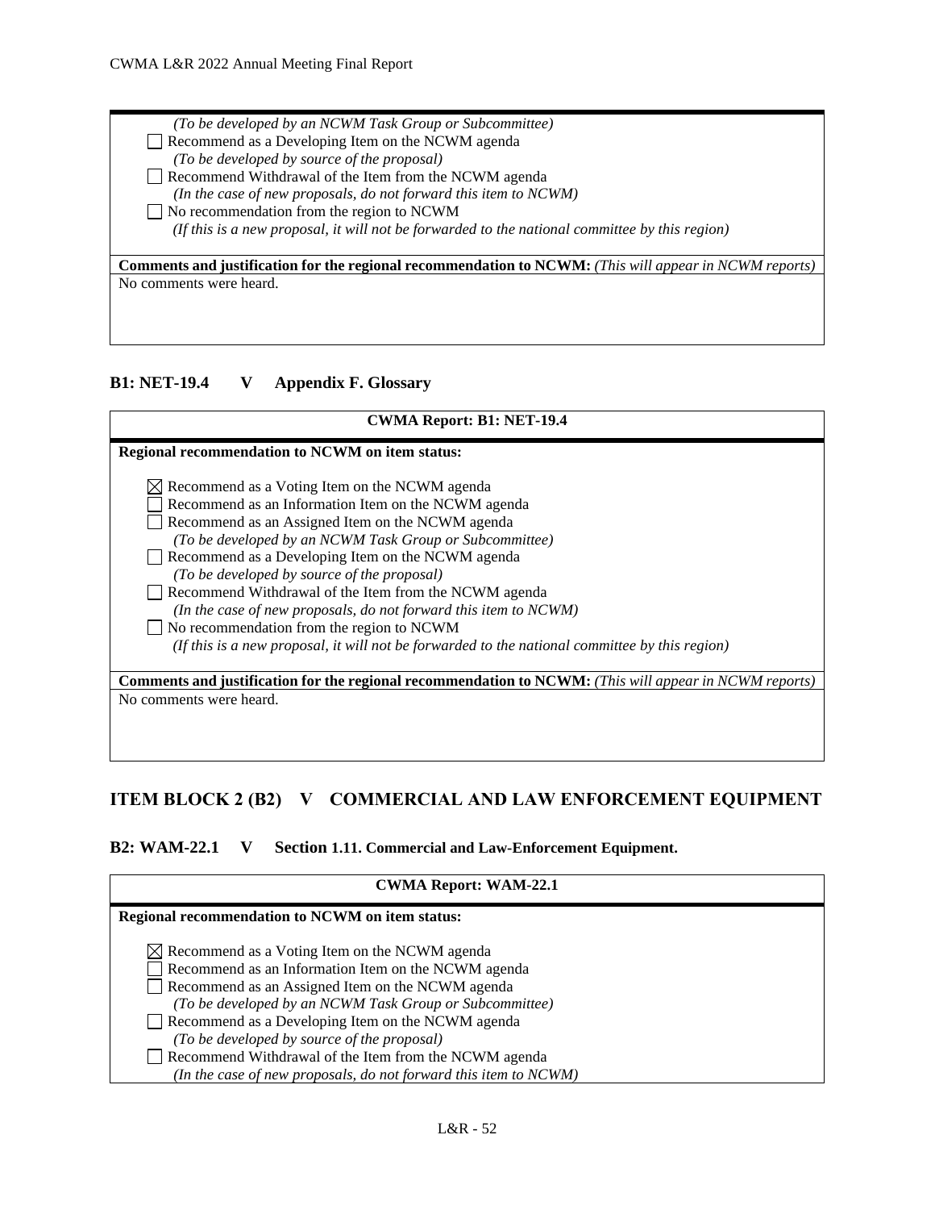*(To be developed by an NCWM Task Group or Subcommittee)*
☐ Recommend as a Developing Item on the NCWM agenda
*(To be developed by source of the proposal)*
☐ Recommend Withdrawal of the Item from the NCWM agenda
*(In the case of new proposals, do not forward this item to NCWM)*
☐ No recommendation from the region to NCWM
*(If this is a new proposal, it will not be forwarded to the national committee by this region)*

**Comments and justification for the regional recommendation to NCWM:** *(This will appear in NCWM reports)*

No comments were heard.

### B1: NET-19.4 V Appendix F. Glossary

**CWMA Report: B1: NET-19.4**

**Regional recommendation to NCWM on item status:**

☒ Recommend as a Voting Item on the NCWM agenda
☐ Recommend as an Information Item on the NCWM agenda
☐ Recommend as an Assigned Item on the NCWM agenda
*(To be developed by an NCWM Task Group or Subcommittee)*
☐ Recommend as a Developing Item on the NCWM agenda
*(To be developed by source of the proposal)*
☐ Recommend Withdrawal of the Item from the NCWM agenda
*(In the case of new proposals, do not forward this item to NCWM)*
☐ No recommendation from the region to NCWM
*(If this is a new proposal, it will not be forwarded to the national committee by this region)*

**Comments and justification for the regional recommendation to NCWM:** *(This will appear in NCWM reports)*

No comments were heard.

## ITEM BLOCK 2 (B2) V COMMERCIAL AND LAW ENFORCEMENT EQUIPMENT

### B2: WAM-22.1 V Section 1.11. Commercial and Law-Enforcement Equipment.

**CWMA Report: WAM-22.1**

**Regional recommendation to NCWM on item status:**

☒ Recommend as a Voting Item on the NCWM agenda
☐ Recommend as an Information Item on the NCWM agenda
☐ Recommend as an Assigned Item on the NCWM agenda
*(To be developed by an NCWM Task Group or Subcommittee)*
☐ Recommend as a Developing Item on the NCWM agenda
*(To be developed by source of the proposal)*
☐ Recommend Withdrawal of the Item from the NCWM agenda
*(In the case of new proposals, do not forward this item to NCWM)*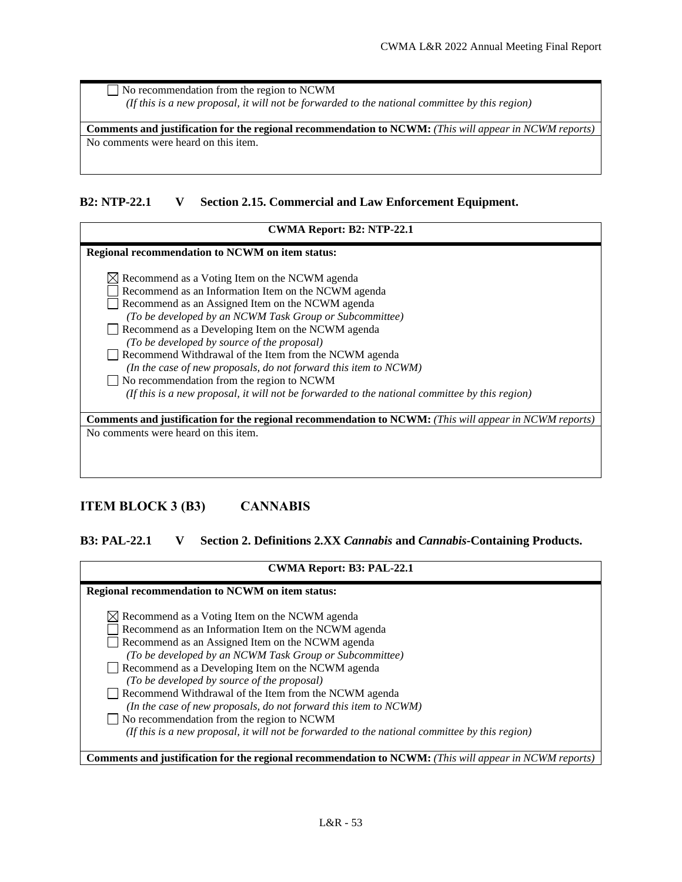☐ No recommendation from the region to NCWM
*(If this is a new proposal, it will not be forwarded to the national committee by this region)*

**Comments and justification for the regional recommendation to NCWM:** *(This will appear in NCWM reports)*

No comments were heard on this item.

### B2: NTP-22.1 V Section 2.15. Commercial and Law Enforcement Equipment.

**CWMA Report: B2: NTP-22.1**

**Regional recommendation to NCWM on item status:**

☒ Recommend as a Voting Item on the NCWM agenda
☐ Recommend as an Information Item on the NCWM agenda
☐ Recommend as an Assigned Item on the NCWM agenda
*(To be developed by an NCWM Task Group or Subcommittee)*
☐ Recommend as a Developing Item on the NCWM agenda
*(To be developed by source of the proposal)*
☐ Recommend Withdrawal of the Item from the NCWM agenda
*(In the case of new proposals, do not forward this item to NCWM)*
☐ No recommendation from the region to NCWM
*(If this is a new proposal, it will not be forwarded to the national committee by this region)*

**Comments and justification for the regional recommendation to NCWM:** *(This will appear in NCWM reports)*

No comments were heard on this item.

## ITEM BLOCK 3 (B3) CANNABIS

### B3: PAL-22.1 V Section 2. Definitions 2.XX *Cannabis* and *Cannabis*-Containing Products.

**CWMA Report: B3: PAL-22.1**

**Regional recommendation to NCWM on item status:**

☒ Recommend as a Voting Item on the NCWM agenda
☐ Recommend as an Information Item on the NCWM agenda
☐ Recommend as an Assigned Item on the NCWM agenda
*(To be developed by an NCWM Task Group or Subcommittee)*
☐ Recommend as a Developing Item on the NCWM agenda
*(To be developed by source of the proposal)*
☐ Recommend Withdrawal of the Item from the NCWM agenda
*(In the case of new proposals, do not forward this item to NCWM)*
☐ No recommendation from the region to NCWM
*(If this is a new proposal, it will not be forwarded to the national committee by this region)*

**Comments and justification for the regional recommendation to NCWM:** *(This will appear in NCWM reports)*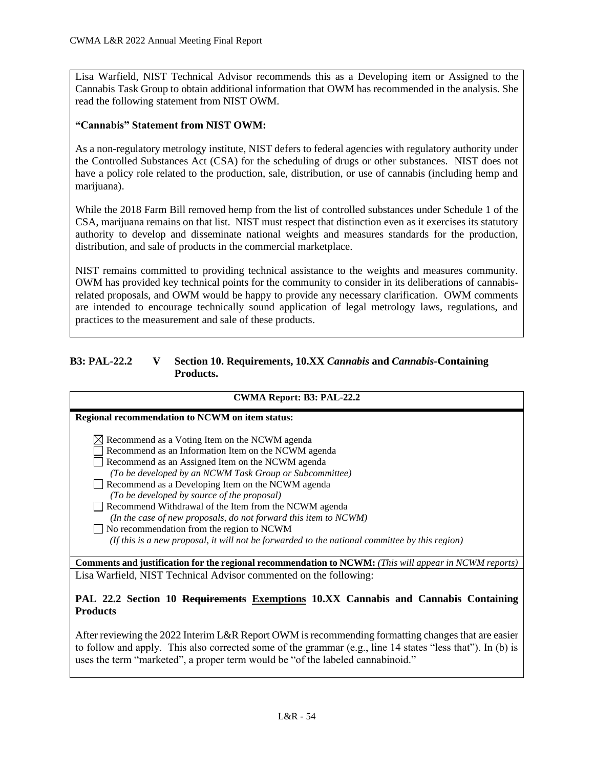Lisa Warfield, NIST Technical Advisor recommends this as a Developing item or Assigned to the Cannabis Task Group to obtain additional information that OWM has recommended in the analysis. She read the following statement from NIST OWM.

**"Cannabis" Statement from NIST OWM:**

As a non-regulatory metrology institute, NIST defers to federal agencies with regulatory authority under the Controlled Substances Act (CSA) for the scheduling of drugs or other substances. NIST does not have a policy role related to the production, sale, distribution, or use of cannabis (including hemp and marijuana).

While the 2018 Farm Bill removed hemp from the list of controlled substances under Schedule 1 of the CSA, marijuana remains on that list. NIST must respect that distinction even as it exercises its statutory authority to develop and disseminate national weights and measures standards for the production, distribution, and sale of products in the commercial marketplace.

NIST remains committed to providing technical assistance to the weights and measures community. OWM has provided key technical points for the community to consider in its deliberations of cannabis-related proposals, and OWM would be happy to provide any necessary clarification. OWM comments are intended to encourage technically sound application of legal metrology laws, regulations, and practices to the measurement and sale of these products.

### B3: PAL-22.2 V Section 10. Requirements, 10.XX *Cannabis* and *Cannabis*-Containing Products.

**CWMA Report: B3: PAL-22.2**

**Regional recommendation to NCWM on item status:**

- ☒ Recommend as a Voting Item on the NCWM agenda
- ☐ Recommend as an Information Item on the NCWM agenda
- ☐ Recommend as an Assigned Item on the NCWM agenda
  *(To be developed by an NCWM Task Group or Subcommittee)*
- ☐ Recommend as a Developing Item on the NCWM agenda
  *(To be developed by source of the proposal)*
- ☐ Recommend Withdrawal of the Item from the NCWM agenda
  *(In the case of new proposals, do not forward this item to NCWM)*
- ☐ No recommendation from the region to NCWM
  *(If this is a new proposal, it will not be forwarded to the national committee by this region)*

**Comments and justification for the regional recommendation to NCWM:** *(This will appear in NCWM reports)*

Lisa Warfield, NIST Technical Advisor commented on the following:

**PAL 22.2 Section 10 ~~Requirements~~ Exemptions 10.XX Cannabis and Cannabis Containing Products**

After reviewing the 2022 Interim L&R Report OWM is recommending formatting changes that are easier to follow and apply. This also corrected some of the grammar (e.g., line 14 states "less that"). In (b) is uses the term "marketed", a proper term would be "of the labeled cannabinoid."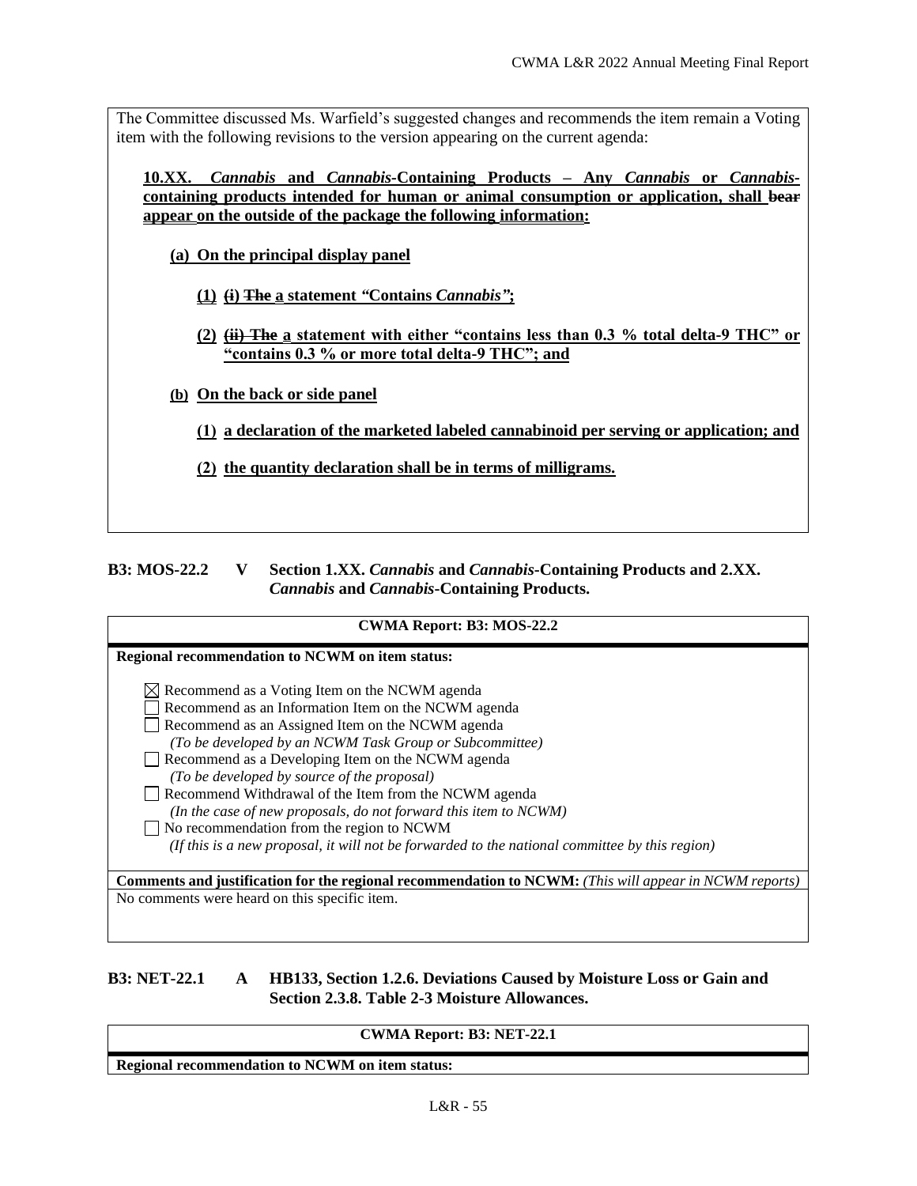The Committee discussed Ms. Warfield's suggested changes and recommends the item remain a Voting item with the following revisions to the version appearing on the current agenda:

**10.XX. *Cannabis* and *Cannabis*-Containing Products – Any *Cannabis* or *Cannabis*-containing products intended for human or animal consumption or application, shall ~~bear~~ appear on the outside of the package the following information:**

**(a) On the principal display panel**

**(1) ~~(i) The~~ a statement *"*Contains *Cannabis"*;**

**(2) ~~(ii) The~~ a statement with either "contains less than 0.3 % total delta-9 THC" or "contains 0.3 % or more total delta-9 THC"; and**

**(b) On the back or side panel**

**(1) a declaration of the marketed labeled cannabinoid per serving or application; and**

**(2) the quantity declaration shall be in terms of milligrams.**

### B3: MOS-22.2 V Section 1.XX. *Cannabis* and *Cannabis*-Containing Products and 2.XX. *Cannabis* and *Cannabis*-Containing Products.

**CWMA Report: B3: MOS-22.2**

**Regional recommendation to NCWM on item status:**

- ☒ Recommend as a Voting Item on the NCWM agenda
- ☐ Recommend as an Information Item on the NCWM agenda
- ☐ Recommend as an Assigned Item on the NCWM agenda
  *(To be developed by an NCWM Task Group or Subcommittee)*
- ☐ Recommend as a Developing Item on the NCWM agenda
  *(To be developed by source of the proposal)*
- ☐ Recommend Withdrawal of the Item from the NCWM agenda
  *(In the case of new proposals, do not forward this item to NCWM)*
- ☐ No recommendation from the region to NCWM
  *(If this is a new proposal, it will not be forwarded to the national committee by this region)*

**Comments and justification for the regional recommendation to NCWM:** *(This will appear in NCWM reports)*

No comments were heard on this specific item.

### B3: NET-22.1 A HB133, Section 1.2.6. Deviations Caused by Moisture Loss or Gain and Section 2.3.8. Table 2-3 Moisture Allowances.

**CWMA Report: B3: NET-22.1**

**Regional recommendation to NCWM on item status:**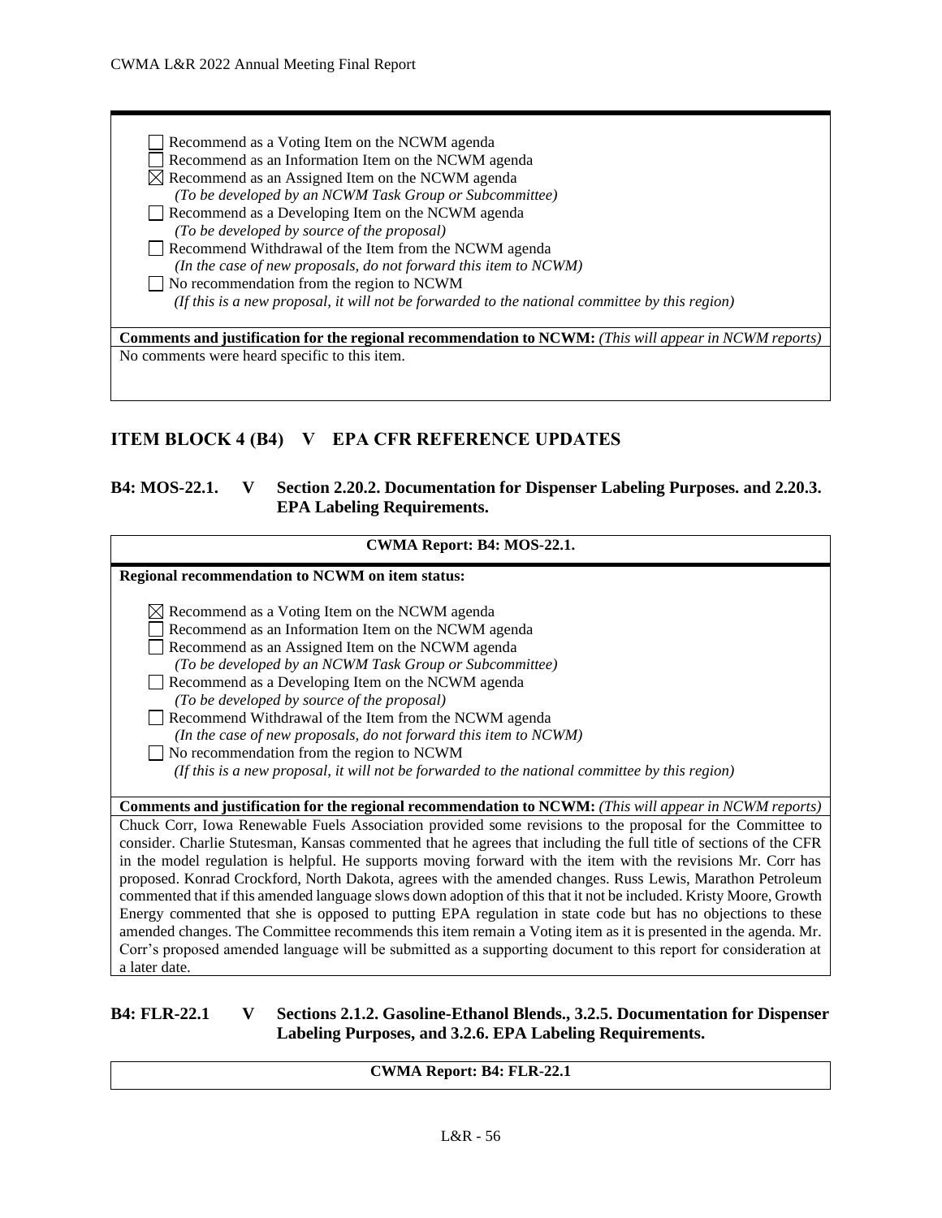- ☐ Recommend as a Voting Item on the NCWM agenda
- ☐ Recommend as an Information Item on the NCWM agenda
- ☒ Recommend as an Assigned Item on the NCWM agenda
  *(To be developed by an NCWM Task Group or Subcommittee)*
- ☐ Recommend as a Developing Item on the NCWM agenda
  *(To be developed by source of the proposal)*
- ☐ Recommend Withdrawal of the Item from the NCWM agenda
  *(In the case of new proposals, do not forward this item to NCWM)*
- ☐ No recommendation from the region to NCWM
  *(If this is a new proposal, it will not be forwarded to the national committee by this region)*

**Comments and justification for the regional recommendation to NCWM:** *(This will appear in NCWM reports)*

No comments were heard specific to this item.

## ITEM BLOCK 4 (B4) V EPA CFR REFERENCE UPDATES

### B4: MOS-22.1. V Section 2.20.2. Documentation for Dispenser Labeling Purposes. and 2.20.3. EPA Labeling Requirements.

**CWMA Report: B4: MOS-22.1.**

**Regional recommendation to NCWM on item status:**

- ☒ Recommend as a Voting Item on the NCWM agenda
- ☐ Recommend as an Information Item on the NCWM agenda
- ☐ Recommend as an Assigned Item on the NCWM agenda
  *(To be developed by an NCWM Task Group or Subcommittee)*
- ☐ Recommend as a Developing Item on the NCWM agenda
  *(To be developed by source of the proposal)*
- ☐ Recommend Withdrawal of the Item from the NCWM agenda
  *(In the case of new proposals, do not forward this item to NCWM)*
- ☐ No recommendation from the region to NCWM
  *(If this is a new proposal, it will not be forwarded to the national committee by this region)*

**Comments and justification for the regional recommendation to NCWM:** *(This will appear in NCWM reports)*

Chuck Corr, Iowa Renewable Fuels Association provided some revisions to the proposal for the Committee to consider. Charlie Stutesman, Kansas commented that he agrees that including the full title of sections of the CFR in the model regulation is helpful. He supports moving forward with the item with the revisions Mr. Corr has proposed. Konrad Crockford, North Dakota, agrees with the amended changes. Russ Lewis, Marathon Petroleum commented that if this amended language slows down adoption of this that it not be included. Kristy Moore, Growth Energy commented that she is opposed to putting EPA regulation in state code but has no objections to these amended changes. The Committee recommends this item remain a Voting item as it is presented in the agenda. Mr. Corr's proposed amended language will be submitted as a supporting document to this report for consideration at a later date.

### B4: FLR-22.1 V Sections 2.1.2. Gasoline-Ethanol Blends., 3.2.5. Documentation for Dispenser Labeling Purposes, and 3.2.6. EPA Labeling Requirements.

**CWMA Report: B4: FLR-22.1**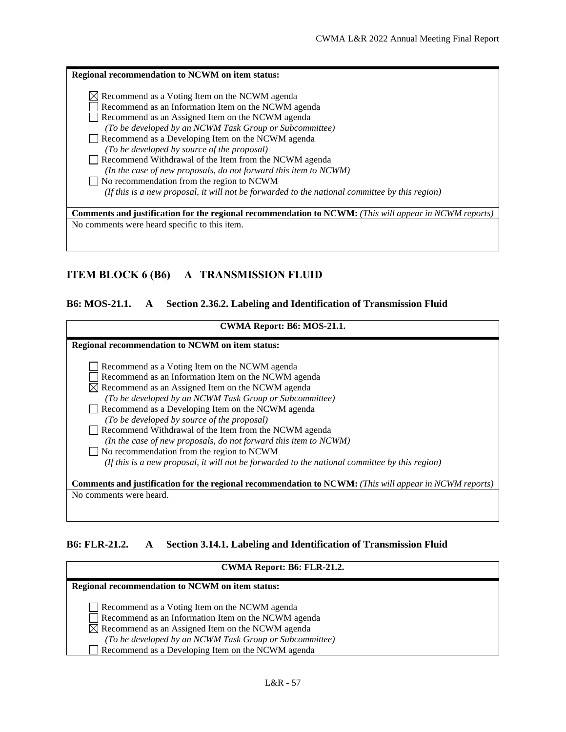**Regional recommendation to NCWM on item status:**

- ☒ Recommend as a Voting Item on the NCWM agenda
- ☐ Recommend as an Information Item on the NCWM agenda
- ☐ Recommend as an Assigned Item on the NCWM agenda
  *(To be developed by an NCWM Task Group or Subcommittee)*
- ☐ Recommend as a Developing Item on the NCWM agenda
  *(To be developed by source of the proposal)*
- ☐ Recommend Withdrawal of the Item from the NCWM agenda
  *(In the case of new proposals, do not forward this item to NCWM)*
- ☐ No recommendation from the region to NCWM
  *(If this is a new proposal, it will not be forwarded to the national committee by this region)*

**Comments and justification for the regional recommendation to NCWM:** *(This will appear in NCWM reports)*

No comments were heard specific to this item.

## ITEM BLOCK 6 (B6) A TRANSMISSION FLUID

### B6: MOS-21.1. A Section 2.36.2. Labeling and Identification of Transmission Fluid

**CWMA Report: B6: MOS-21.1.**

**Regional recommendation to NCWM on item status:**

- ☐ Recommend as a Voting Item on the NCWM agenda
- ☐ Recommend as an Information Item on the NCWM agenda
- ☒ Recommend as an Assigned Item on the NCWM agenda
  *(To be developed by an NCWM Task Group or Subcommittee)*
- ☐ Recommend as a Developing Item on the NCWM agenda
  *(To be developed by source of the proposal)*
- ☐ Recommend Withdrawal of the Item from the NCWM agenda
  *(In the case of new proposals, do not forward this item to NCWM)*
- ☐ No recommendation from the region to NCWM
  *(If this is a new proposal, it will not be forwarded to the national committee by this region)*

**Comments and justification for the regional recommendation to NCWM:** *(This will appear in NCWM reports)*

No comments were heard.

### B6: FLR-21.2. A Section 3.14.1. Labeling and Identification of Transmission Fluid

**CWMA Report: B6: FLR-21.2.**

**Regional recommendation to NCWM on item status:**

- ☐ Recommend as a Voting Item on the NCWM agenda
- ☐ Recommend as an Information Item on the NCWM agenda
- ☒ Recommend as an Assigned Item on the NCWM agenda
  *(To be developed by an NCWM Task Group or Subcommittee)*
- ☐ Recommend as a Developing Item on the NCWM agenda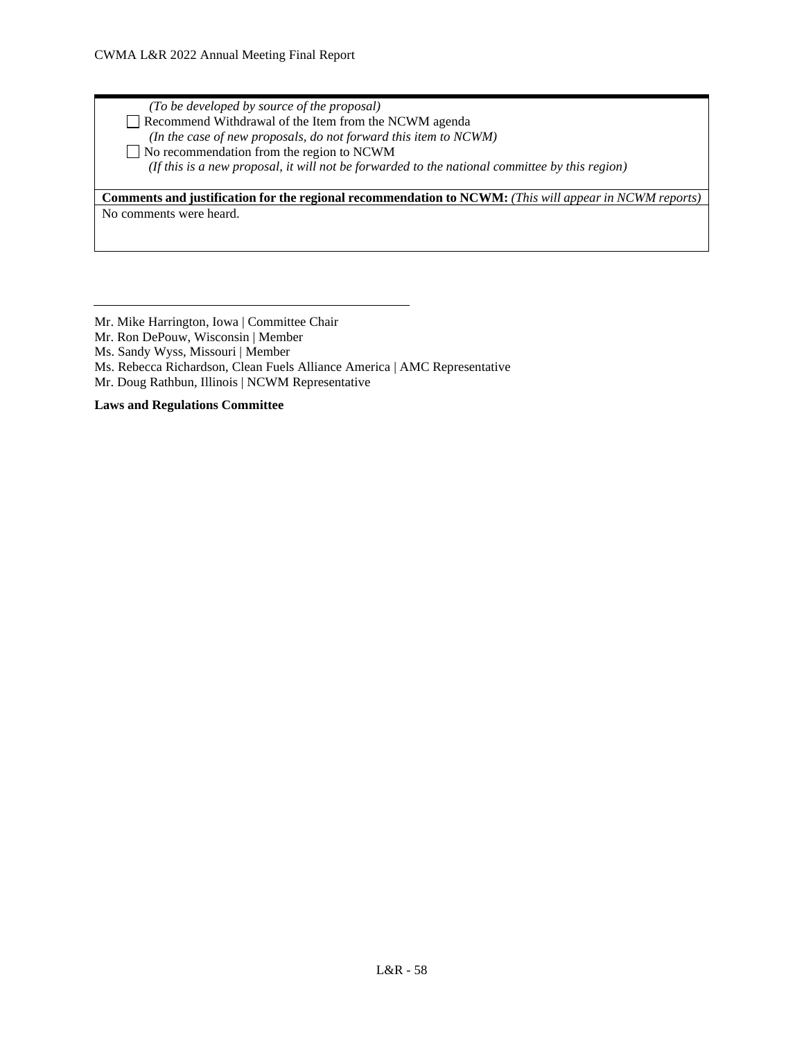*(To be developed by source of the proposal)*

☐ Recommend Withdrawal of the Item from the NCWM agenda

*(In the case of new proposals, do not forward this item to NCWM)*

☐ No recommendation from the region to NCWM

*(If this is a new proposal, it will not be forwarded to the national committee by this region)*

| **Comments and justification for the regional recommendation to NCWM:** *(This will appear in NCWM reports)* |
| --- |
| No comments were heard. |

---

Mr. Mike Harrington, Iowa | Committee Chair
Mr. Ron DePouw, Wisconsin | Member
Ms. Sandy Wyss, Missouri | Member
Ms. Rebecca Richardson, Clean Fuels Alliance America | AMC Representative
Mr. Doug Rathbun, Illinois | NCWM Representative

**Laws and Regulations Committee**